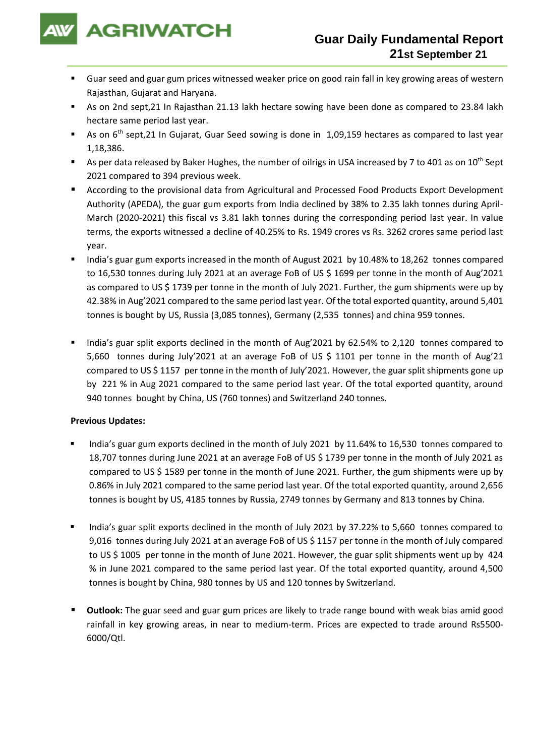# AGRIWATCH

## Guar Daily Fundamental Report
### 21st September 21

- Guar seed and guar gum prices witnessed weaker price on good rain fall in key growing areas of western Rajasthan, Gujarat and Haryana.
- As on 2nd sept,21 In Rajasthan 21.13 lakh hectare sowing have been done as compared to 23.84 lakh hectare same period last year.
- As on 6th sept,21 In Gujarat, Guar Seed sowing is done in 1,09,159 hectares as compared to last year 1,18,386.
- As per data released by Baker Hughes, the number of oilrigs in USA increased by 7 to 401 as on 10th Sept 2021 compared to 394 previous week.
- According to the provisional data from Agricultural and Processed Food Products Export Development Authority (APEDA), the guar gum exports from India declined by 38% to 2.35 lakh tonnes during April-March (2020-2021) this fiscal vs 3.81 lakh tonnes during the corresponding period last year. In value terms, the exports witnessed a decline of 40.25% to Rs. 1949 crores vs Rs. 3262 crores same period last year.
- India's guar gum exports increased in the month of August 2021 by 10.48% to 18,262 tonnes compared to 16,530 tonnes during July 2021 at an average FoB of US $ 1699 per tonne in the month of Aug'2021 as compared to US $ 1739 per tonne in the month of July 2021. Further, the gum shipments were up by 42.38% in Aug'2021 compared to the same period last year. Of the total exported quantity, around 5,401 tonnes is bought by US, Russia (3,085 tonnes), Germany (2,535 tonnes) and china 959 tonnes.
- India's guar split exports declined in the month of Aug'2021 by 62.54% to 2,120 tonnes compared to 5,660 tonnes during July'2021 at an average FoB of US $ 1101 per tonne in the month of Aug'21 compared to US $ 1157 per tonne in the month of July'2021. However, the guar split shipments gone up by 221 % in Aug 2021 compared to the same period last year. Of the total exported quantity, around 940 tonnes bought by China, US (760 tonnes) and Switzerland 240 tonnes.

**Previous Updates:**

- India's guar gum exports declined in the month of July 2021 by 11.64% to 16,530 tonnes compared to 18,707 tonnes during June 2021 at an average FoB of US $ 1739 per tonne in the month of July 2021 as compared to US $ 1589 per tonne in the month of June 2021. Further, the gum shipments were up by 0.86% in July 2021 compared to the same period last year. Of the total exported quantity, around 2,656 tonnes is bought by US, 4185 tonnes by Russia, 2749 tonnes by Germany and 813 tonnes by China.
- India's guar split exports declined in the month of July 2021 by 37.22% to 5,660 tonnes compared to 9,016 tonnes during July 2021 at an average FoB of US $ 1157 per tonne in the month of July compared to US $ 1005 per tonne in the month of June 2021. However, the guar split shipments went up by 424 % in June 2021 compared to the same period last year. Of the total exported quantity, around 4,500 tonnes is bought by China, 980 tonnes by US and 120 tonnes by Switzerland.
- **Outlook:** The guar seed and guar gum prices are likely to trade range bound with weak bias amid good rainfall in key growing areas, in near to medium-term. Prices are expected to trade around Rs5500-6000/Qtl.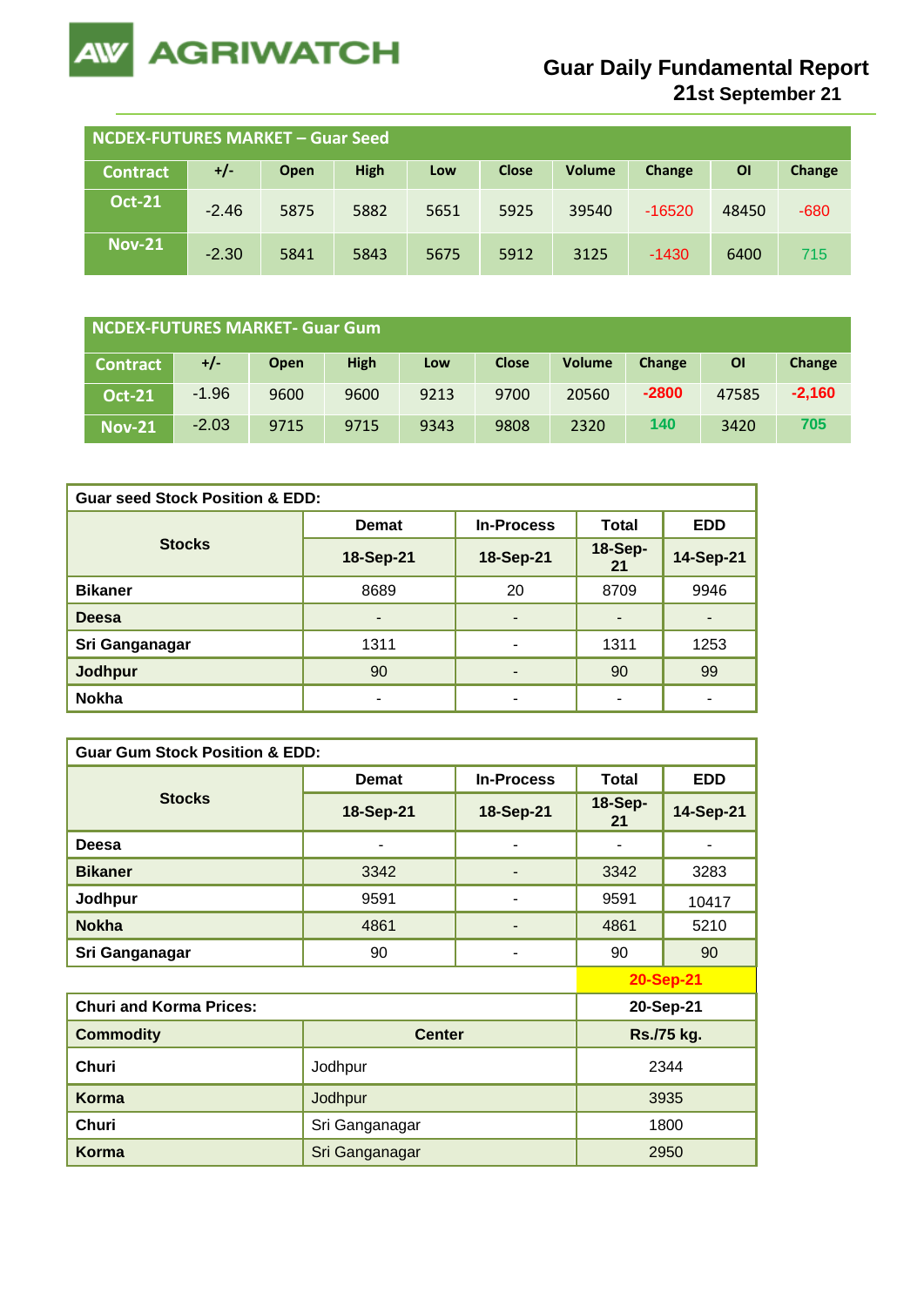# Guar Daily Fundamental Report

**21st September 21**

| NCDEX-FUTURES MARKET – Guar Seed | | | | | | | | | |
|---|---|---|---|---|---|---|---|---|---|
| **Contract** | **+/-** | **Open** | **High** | **Low** | **Close** | **Volume** | **Change** | **OI** | **Change** |
| **Oct-21** | -2.46 | 5875 | 5882 | 5651 | 5925 | 39540 | -16520 | 48450 | -680 |
| **Nov-21** | -2.30 | 5841 | 5843 | 5675 | 5912 | 3125 | -1430 | 6400 | 715 |

| NCDEX-FUTURES MARKET- Guar Gum | | | | | | | | | |
|---|---|---|---|---|---|---|---|---|---|
| **Contract** | **+/-** | **Open** | **High** | **Low** | **Close** | **Volume** | **Change** | **OI** | **Change** |
| **Oct-21** | -1.96 | 9600 | 9600 | 9213 | 9700 | 20560 | -2800 | 47585 | -2,160 |
| **Nov-21** | -2.03 | 9715 | 9715 | 9343 | 9808 | 2320 | 140 | 3420 | 705 |

| Guar seed Stock Position & EDD: | | | | |
|---|---|---|---|---|
| **Stocks** | **Demat** | **In-Process** | **Total** | **EDD** |
| | **18-Sep-21** | **18-Sep-21** | **18-Sep-21** | **14-Sep-21** |
| **Bikaner** | 8689 | 20 | 8709 | 9946 |
| **Deesa** | - | - | - | - |
| **Sri Ganganagar** | 1311 | - | 1311 | 1253 |
| **Jodhpur** | 90 | - | 90 | 99 |
| **Nokha** | - | - | - | - |

| Guar Gum Stock Position & EDD: | | | | |
|---|---|---|---|---|
| **Stocks** | **Demat** | **In-Process** | **Total** | **EDD** |
| | **18-Sep-21** | **18-Sep-21** | **18-Sep-21** | **14-Sep-21** |
| **Deesa** | - | - | - | - |
| **Bikaner** | 3342 | - | 3342 | 3283 |
| **Jodhpur** | 9591 | - | 9591 | 10417 |
| **Nokha** | 4861 | - | 4861 | 5210 |
| **Sri Ganganagar** | 90 | - | 90 | 90 |

**20-Sep-21**

| Churi and Korma Prices: | | 20-Sep-21 |
|---|---|---|
| **Commodity** | **Center** | **Rs./75 kg.** |
| **Churi** | Jodhpur | 2344 |
| **Korma** | Jodhpur | 3935 |
| **Churi** | Sri Ganganagar | 1800 |
| **Korma** | Sri Ganganagar | 2950 |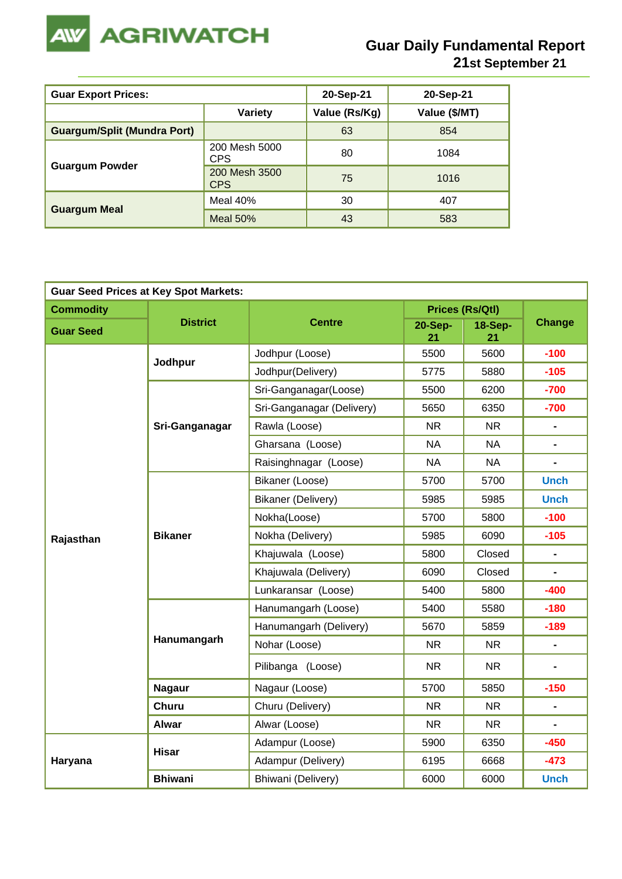# Guar Daily Fundamental Report
## 21st September 21

| Guar Export Prices: | | 20-Sep-21 | 20-Sep-21 |
|---|---|---|---|
| | Variety | Value (Rs/Kg) | Value ($/MT) |
| Guargum/Split (Mundra Port) | | 63 | 854 |
| Guargum Powder | 200 Mesh 5000 CPS | 80 | 1084 |
| | 200 Mesh 3500 CPS | 75 | 1016 |
| Guargum Meal | Meal 40% | 30 | 407 |
| | Meal 50% | 43 | 583 |

| Guar Seed Prices at Key Spot Markets: | | | | | |
|---|---|---|---|---|---|
| Commodity | District | Centre | Prices (Rs/Qtl) | | Change |
| Guar Seed | | | 20-Sep-21 | 18-Sep-21 | |
| Rajasthan | Jodhpur | Jodhpur (Loose) | 5500 | 5600 | -100 |
| | | Jodhpur(Delivery) | 5775 | 5880 | -105 |
| | Sri-Ganganagar | Sri-Ganganagar(Loose) | 5500 | 6200 | -700 |
| | | Sri-Ganganagar (Delivery) | 5650 | 6350 | -700 |
| | | Rawla (Loose) | NR | NR | - |
| | | Gharsana (Loose) | NA | NA | - |
| | | Raisinghnagar (Loose) | NA | NA | - |
| | Bikaner | Bikaner (Loose) | 5700 | 5700 | Unch |
| | | Bikaner (Delivery) | 5985 | 5985 | Unch |
| | | Nokha(Loose) | 5700 | 5800 | -100 |
| | | Nokha (Delivery) | 5985 | 6090 | -105 |
| | | Khajuwala (Loose) | 5800 | Closed | - |
| | | Khajuwala (Delivery) | 6090 | Closed | - |
| | | Lunkaransar (Loose) | 5400 | 5800 | -400 |
| | Hanumangarh | Hanumangarh (Loose) | 5400 | 5580 | -180 |
| | | Hanumangarh (Delivery) | 5670 | 5859 | -189 |
| | | Nohar (Loose) | NR | NR | - |
| | | Pilibanga (Loose) | NR | NR | - |
| | Nagaur | Nagaur (Loose) | 5700 | 5850 | -150 |
| | Churu | Churu (Delivery) | NR | NR | - |
| | Alwar | Alwar (Loose) | NR | NR | - |
| Haryana | Hisar | Adampur (Loose) | 5900 | 6350 | -450 |
| | | Adampur (Delivery) | 6195 | 6668 | -473 |
| | Bhiwani | Bhiwani (Delivery) | 6000 | 6000 | Unch |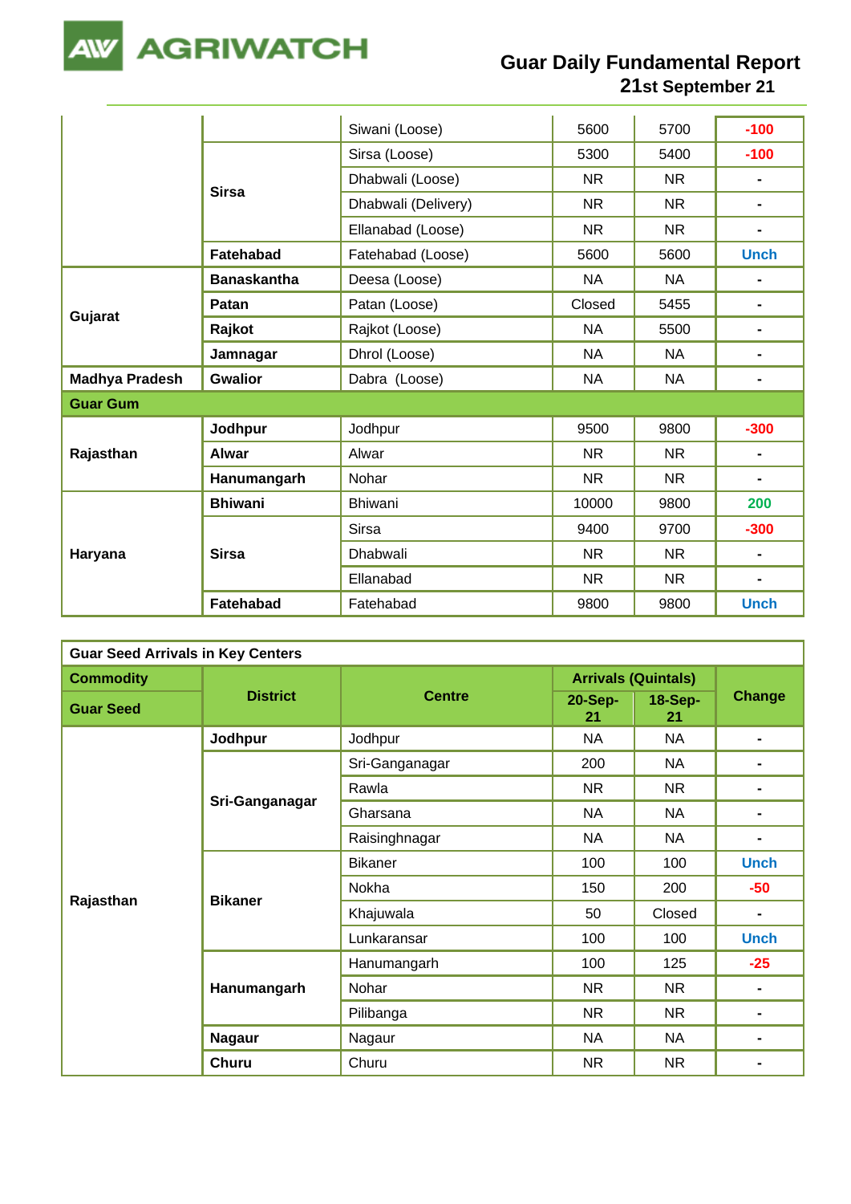| | | | | | |
|---|---|---|---|---|---|
| | | Siwani (Loose) | 5600 | 5700 | -100 |
| | Sirsa | Sirsa (Loose) | 5300 | 5400 | -100 |
| | | Dhabwali (Loose) | NR | NR | - |
| | | Dhabwali (Delivery) | NR | NR | - |
| | | Ellanabad (Loose) | NR | NR | - |
| | Fatehabad | Fatehabad (Loose) | 5600 | 5600 | Unch |
| Gujarat | Banaskantha | Deesa (Loose) | NA | NA | - |
| | Patan | Patan (Loose) | Closed | 5455 | - |
| | Rajkot | Rajkot (Loose) | NA | 5500 | - |
| | Jamnagar | Dhrol (Loose) | NA | NA | - |
| Madhya Pradesh | Gwalior | Dabra (Loose) | NA | NA | - |
| **Guar Gum** | | | | | |
| Rajasthan | Jodhpur | Jodhpur | 9500 | 9800 | -300 |
| | Alwar | Alwar | NR | NR | - |
| | Hanumangarh | Nohar | NR | NR | - |
| Haryana | Bhiwani | Bhiwani | 10000 | 9800 | 200 |
| | Sirsa | Sirsa | 9400 | 9700 | -300 |
| | | Dhabwali | NR | NR | - |
| | | Ellanabad | NR | NR | - |
| | Fatehabad | Fatehabad | 9800 | 9800 | Unch |

| Guar Seed Arrivals in Key Centers | | | | | |
|---|---|---|---|---|---|
| **Commodity** | **District** | **Centre** | **Arrivals (Quintals)** | | **Change** |
| **Guar Seed** | | | **20-Sep-21** | **18-Sep-21** | |
| Rajasthan | Jodhpur | Jodhpur | NA | NA | - |
| | Sri-Ganganagar | Sri-Ganganagar | 200 | NA | - |
| | | Rawla | NR | NR | - |
| | | Gharsana | NA | NA | - |
| | | Raisinghnagar | NA | NA | - |
| | Bikaner | Bikaner | 100 | 100 | Unch |
| | | Nokha | 150 | 200 | -50 |
| | | Khajuwala | 50 | Closed | - |
| | | Lunkaransar | 100 | 100 | Unch |
| | Hanumangarh | Hanumangarh | 100 | 125 | -25 |
| | | Nohar | NR | NR | - |
| | | Pilibanga | NR | NR | - |
| | Nagaur | Nagaur | NA | NA | - |
| | Churu | Churu | NR | NR | - |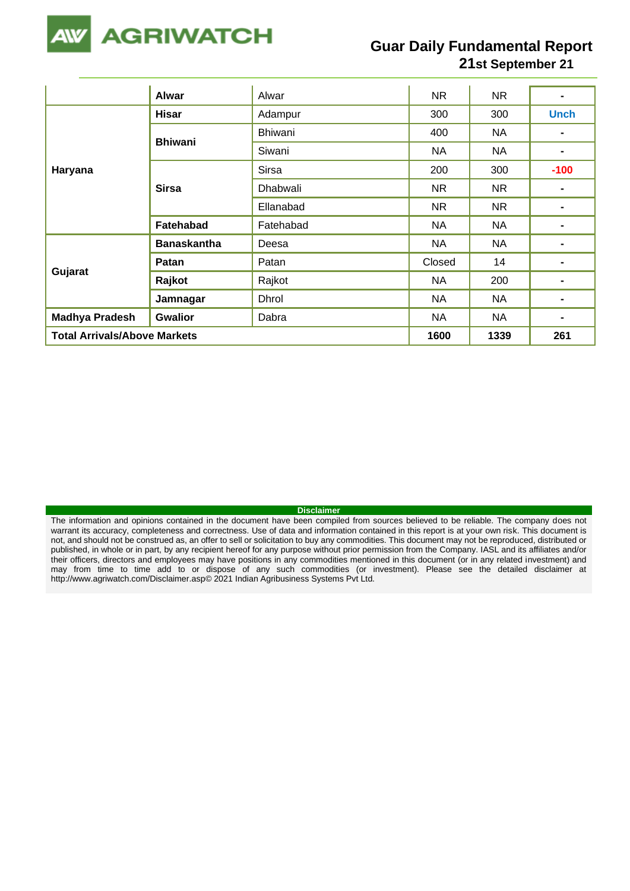| | | | | | |
|---|---|---|---|---|---|
| | **Alwar** | Alwar | NR | NR | **-** |
| **Haryana** | **Hisar** | Adampur | 300 | 300 | **Unch** |
| | **Bhiwani** | Bhiwani | 400 | NA | **-** |
| | | Siwani | NA | NA | **-** |
| | **Sirsa** | Sirsa | 200 | 300 | **-100** |
| | | Dhabwali | NR | NR | **-** |
| | | Ellanabad | NR | NR | **-** |
| | **Fatehabad** | Fatehabad | NA | NA | **-** |
| **Gujarat** | **Banaskantha** | Deesa | NA | NA | **-** |
| | **Patan** | Patan | Closed | 14 | **-** |
| | **Rajkot** | Rajkot | NA | 200 | **-** |
| | **Jamnagar** | Dhrol | NA | NA | **-** |
| **Madhya Pradesh** | **Gwalior** | Dabra | NA | NA | **-** |
| **Total Arrivals/Above Markets** | | | **1600** | **1339** | **261** |

**Disclaimer**

The information and opinions contained in the document have been compiled from sources believed to be reliable. The company does not warrant its accuracy, completeness and correctness. Use of data and information contained in this report is at your own risk. This document is not, and should not be construed as, an offer to sell or solicitation to buy any commodities. This document may not be reproduced, distributed or published, in whole or in part, by any recipient hereof for any purpose without prior permission from the Company. IASL and its affiliates and/or their officers, directors and employees may have positions in any commodities mentioned in this document (or in any related investment) and may from time to time add to or dispose of any such commodities (or investment). Please see the detailed disclaimer at http://www.agriwatch.com/Disclaimer.asp© 2021 Indian Agribusiness Systems Pvt Ltd.